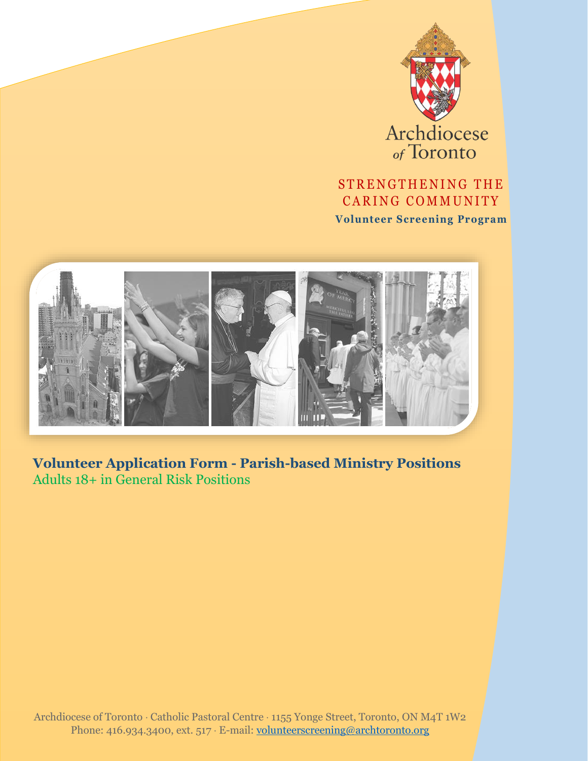Archdiocese of Toronto

STRENGTHENING THE CARING COMMUNITY

**Volunteer Screening Program**

# Volunteer Application Form - Parish-based Ministry Positions

## Adults 18+ in General Risk Positions

Archdiocese of Toronto · Catholic Pastoral Centre · 1155 Yonge Street, Toronto, ON M4T 1W2
Phone: 416.934.3400, ext. 517 · E-mail: volunteerscreening@archtoronto.org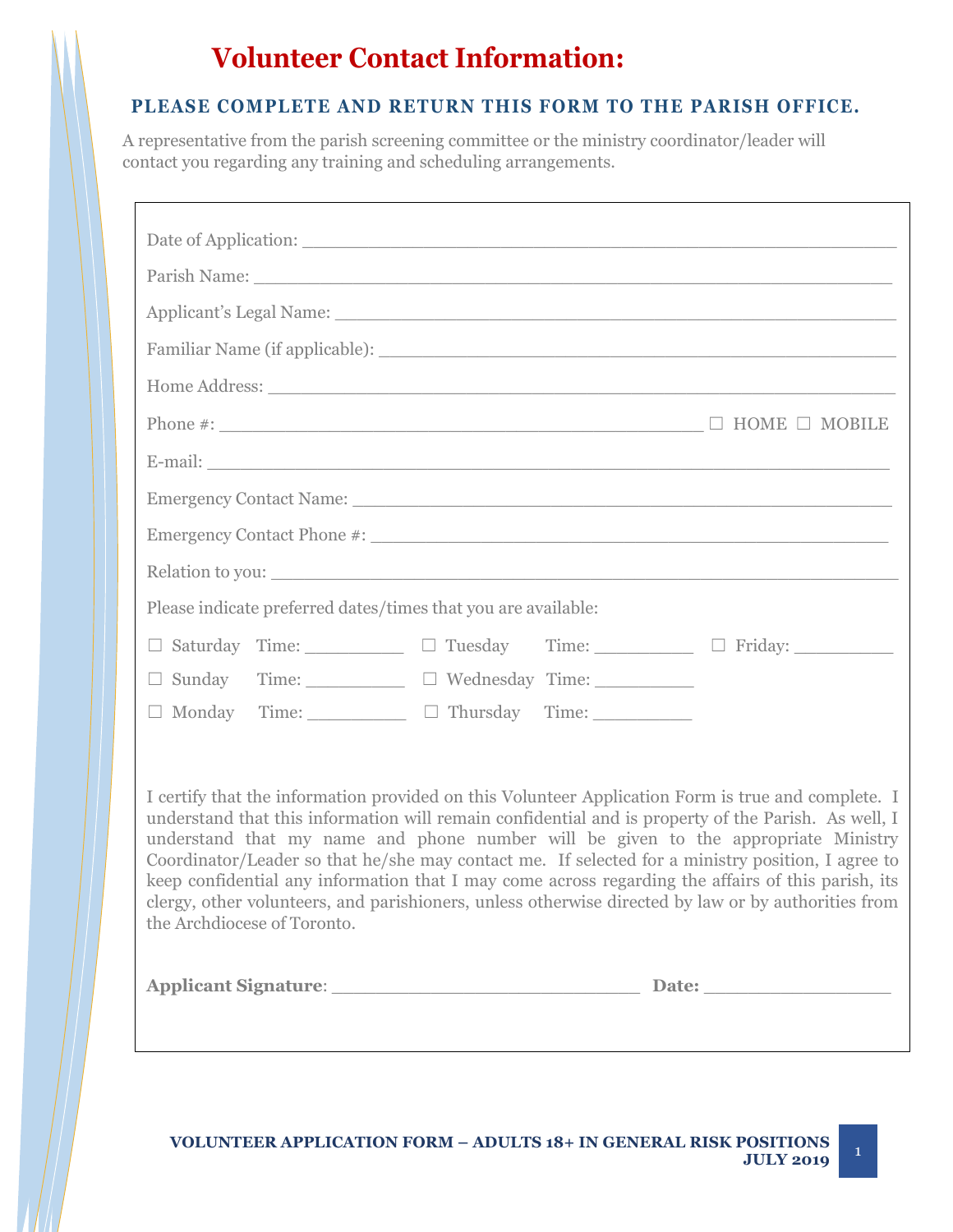# Volunteer Contact Information:

## PLEASE COMPLETE AND RETURN THIS FORM TO THE PARISH OFFICE.

A representative from the parish screening committee or the ministry coordinator/leader will contact you regarding any training and scheduling arrangements.

Date of Application: ___________________________________________________

Parish Name: _______________________________________________________

Applicant's Legal Name: ______________________________________________

Familiar Name (if applicable): _________________________________________

Home Address: _____________________________________________________

Phone #: _________________________________________ ☐ HOME ☐ MOBILE

E-mail: ___________________________________________________________

Emergency Contact Name: ____________________________________________

Emergency Contact Phone #: __________________________________________

Relation to you: ____________________________________________________

Please indicate preferred dates/times that you are available:

☐ Saturday Time: _________ ☐ Tuesday Time: _________ ☐ Friday: _________

☐ Sunday Time: _________ ☐ Wednesday Time: _________

☐ Monday Time: _________ ☐ Thursday Time: _________

I certify that the information provided on this Volunteer Application Form is true and complete. I understand that this information will remain confidential and is property of the Parish. As well, I understand that my name and phone number will be given to the appropriate Ministry Coordinator/Leader so that he/she may contact me. If selected for a ministry position, I agree to keep confidential any information that I may come across regarding the affairs of this parish, its clergy, other volunteers, and parishioners, unless otherwise directed by law or by authorities from the Archdiocese of Toronto.

**Applicant Signature**: ___________________________ **Date:** ________________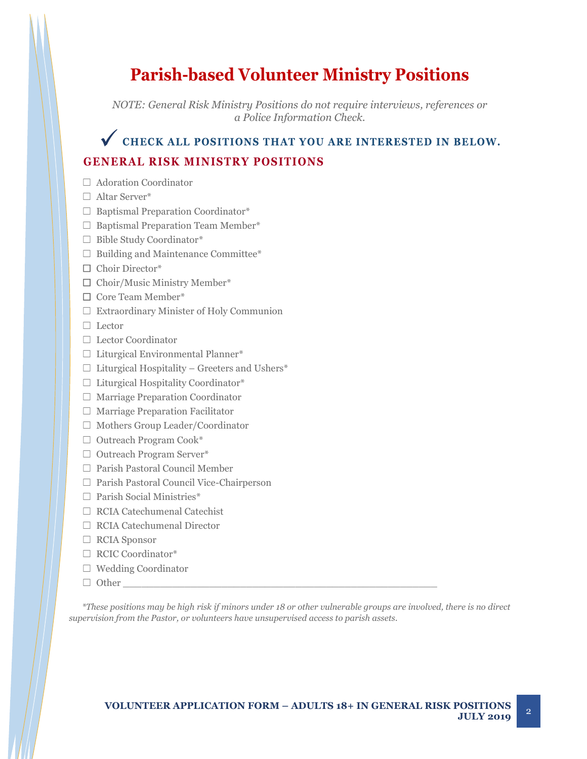# Parish-based Volunteer Ministry Positions

*NOTE: General Risk Ministry Positions do not require interviews, references or a Police Information Check.*

### ✓ CHECK ALL POSITIONS THAT YOU ARE INTERESTED IN BELOW.

### GENERAL RISK MINISTRY POSITIONS

☐ Adoration Coordinator
☐ Altar Server*
☐ Baptismal Preparation Coordinator*
☐ Baptismal Preparation Team Member*
☐ Bible Study Coordinator*
☐ Building and Maintenance Committee*
☐ Choir Director*
☐ Choir/Music Ministry Member*
☐ Core Team Member*
☐ Extraordinary Minister of Holy Communion
☐ Lector
☐ Lector Coordinator
☐ Liturgical Environmental Planner*
☐ Liturgical Hospitality – Greeters and Ushers*
☐ Liturgical Hospitality Coordinator*
☐ Marriage Preparation Coordinator
☐ Marriage Preparation Facilitator
☐ Mothers Group Leader/Coordinator
☐ Outreach Program Cook*
☐ Outreach Program Server*
☐ Parish Pastoral Council Member
☐ Parish Pastoral Council Vice-Chairperson
☐ Parish Social Ministries*
☐ RCIA Catechumenal Catechist
☐ RCIA Catechumenal Director
☐ RCIA Sponsor
☐ RCIC Coordinator*
☐ Wedding Coordinator
☐ Other ___________________________________________________

*\*These positions may be high risk if minors under 18 or other vulnerable groups are involved, there is no direct supervision from the Pastor, or volunteers have unsupervised access to parish assets.*